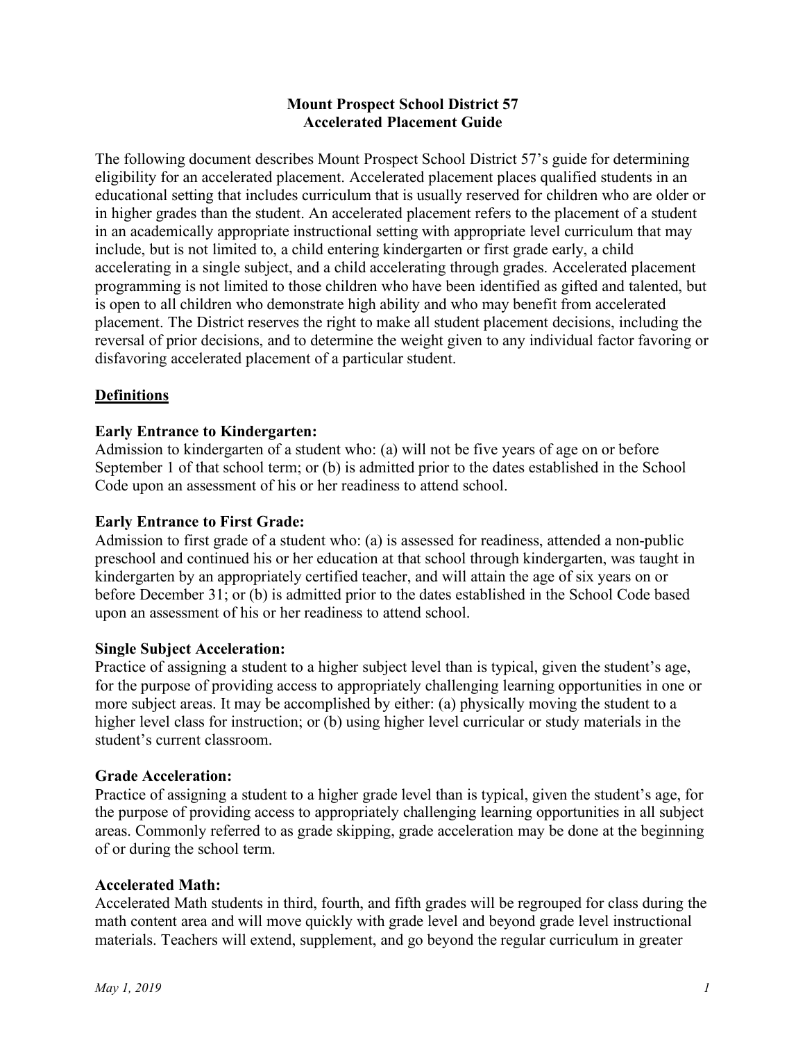# Mount Prospect School District 57
# Accelerated Placement Guide

The following document describes Mount Prospect School District 57's guide for determining eligibility for an accelerated placement. Accelerated placement places qualified students in an educational setting that includes curriculum that is usually reserved for children who are older or in higher grades than the student. An accelerated placement refers to the placement of a student in an academically appropriate instructional setting with appropriate level curriculum that may include, but is not limited to, a child entering kindergarten or first grade early, a child accelerating in a single subject, and a child accelerating through grades. Accelerated placement programming is not limited to those children who have been identified as gifted and talented, but is open to all children who demonstrate high ability and who may benefit from accelerated placement. The District reserves the right to make all student placement decisions, including the reversal of prior decisions, and to determine the weight given to any individual factor favoring or disfavoring accelerated placement of a particular student.

## Definitions

**Early Entrance to Kindergarten:**
Admission to kindergarten of a student who: (a) will not be five years of age on or before September 1 of that school term; or (b) is admitted prior to the dates established in the School Code upon an assessment of his or her readiness to attend school.

**Early Entrance to First Grade:**
Admission to first grade of a student who: (a) is assessed for readiness, attended a non-public preschool and continued his or her education at that school through kindergarten, was taught in kindergarten by an appropriately certified teacher, and will attain the age of six years on or before December 31; or (b) is admitted prior to the dates established in the School Code based upon an assessment of his or her readiness to attend school.

**Single Subject Acceleration:**
Practice of assigning a student to a higher subject level than is typical, given the student's age, for the purpose of providing access to appropriately challenging learning opportunities in one or more subject areas. It may be accomplished by either: (a) physically moving the student to a higher level class for instruction; or (b) using higher level curricular or study materials in the student's current classroom.

**Grade Acceleration:**
Practice of assigning a student to a higher grade level than is typical, given the student's age, for the purpose of providing access to appropriately challenging learning opportunities in all subject areas. Commonly referred to as grade skipping, grade acceleration may be done at the beginning of or during the school term.

**Accelerated Math:**
Accelerated Math students in third, fourth, and fifth grades will be regrouped for class during the math content area and will move quickly with grade level and beyond grade level instructional materials. Teachers will extend, supplement, and go beyond the regular curriculum in greater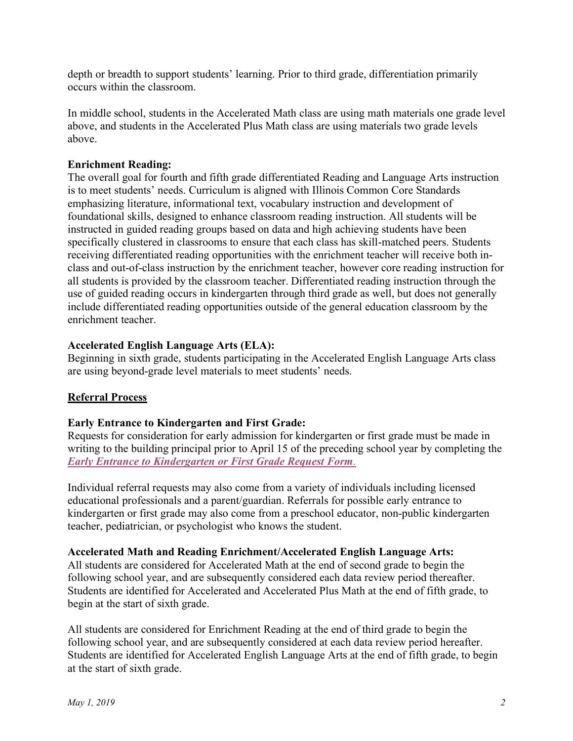depth or breadth to support students' learning. Prior to third grade, differentiation primarily occurs within the classroom.

In middle school, students in the Accelerated Math class are using math materials one grade level above, and students in the Accelerated Plus Math class are using materials two grade levels above.

**Enrichment Reading:**
The overall goal for fourth and fifth grade differentiated Reading and Language Arts instruction is to meet students' needs. Curriculum is aligned with Illinois Common Core Standards emphasizing literature, informational text, vocabulary instruction and development of foundational skills, designed to enhance classroom reading instruction. All students will be instructed in guided reading groups based on data and high achieving students have been specifically clustered in classrooms to ensure that each class has skill-matched peers. Students receiving differentiated reading opportunities with the enrichment teacher will receive both in-class and out-of-class instruction by the enrichment teacher, however core reading instruction for all students is provided by the classroom teacher. Differentiated reading instruction through the use of guided reading occurs in kindergarten through third grade as well, but does not generally include differentiated reading opportunities outside of the general education classroom by the enrichment teacher.

**Accelerated English Language Arts (ELA):**
Beginning in sixth grade, students participating in the Accelerated English Language Arts class are using beyond-grade level materials to meet students' needs.

## Referral Process

**Early Entrance to Kindergarten and First Grade:**
Requests for consideration for early admission for kindergarten or first grade must be made in writing to the building principal prior to April 15 of the preceding school year by completing the ***Early Entrance to Kindergarten or First Grade Request Form***.

Individual referral requests may also come from a variety of individuals including licensed educational professionals and a parent/guardian. Referrals for possible early entrance to kindergarten or first grade may also come from a preschool educator, non-public kindergarten teacher, pediatrician, or psychologist who knows the student.

**Accelerated Math and Reading Enrichment/Accelerated English Language Arts:**
All students are considered for Accelerated Math at the end of second grade to begin the following school year, and are subsequently considered each data review period thereafter. Students are identified for Accelerated and Accelerated Plus Math at the end of fifth grade, to begin at the start of sixth grade.

All students are considered for Enrichment Reading at the end of third grade to begin the following school year, and are subsequently considered at each data review period hereafter. Students are identified for Accelerated English Language Arts at the end of fifth grade, to begin at the start of sixth grade.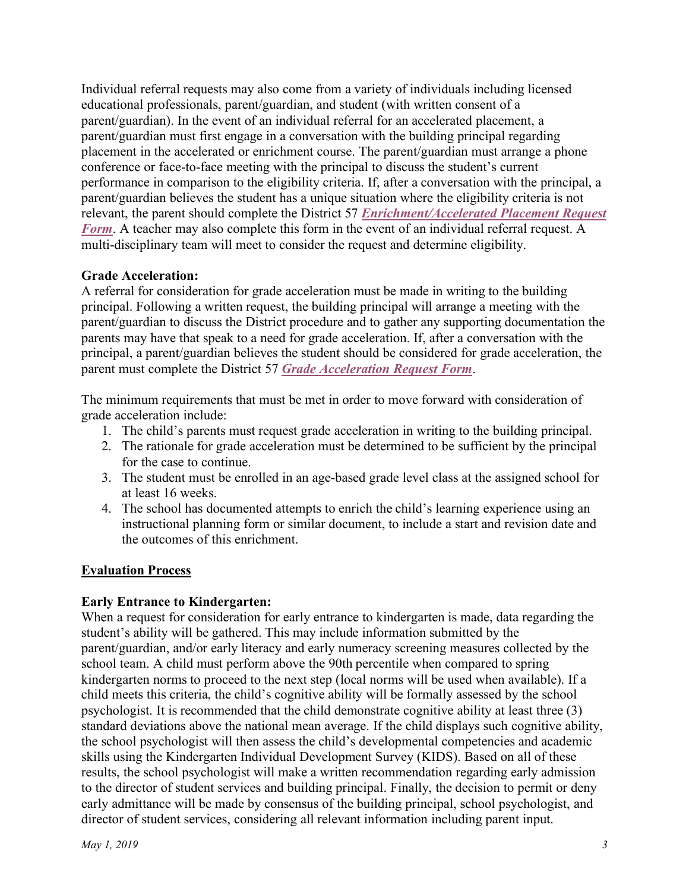Individual referral requests may also come from a variety of individuals including licensed educational professionals, parent/guardian, and student (with written consent of a parent/guardian). In the event of an individual referral for an accelerated placement, a parent/guardian must first engage in a conversation with the building principal regarding placement in the accelerated or enrichment course. The parent/guardian must arrange a phone conference or face-to-face meeting with the principal to discuss the student's current performance in comparison to the eligibility criteria. If, after a conversation with the principal, a parent/guardian believes the student has a unique situation where the eligibility criteria is not relevant, the parent should complete the District 57 ***Enrichment/Accelerated Placement Request Form***. A teacher may also complete this form in the event of an individual referral request. A multi-disciplinary team will meet to consider the request and determine eligibility.

**Grade Acceleration:**
A referral for consideration for grade acceleration must be made in writing to the building principal. Following a written request, the building principal will arrange a meeting with the parent/guardian to discuss the District procedure and to gather any supporting documentation the parents may have that speak to a need for grade acceleration. If, after a conversation with the principal, a parent/guardian believes the student should be considered for grade acceleration, the parent must complete the District 57 ***Grade Acceleration Request Form***.

The minimum requirements that must be met in order to move forward with consideration of grade acceleration include:

1. The child's parents must request grade acceleration in writing to the building principal.
2. The rationale for grade acceleration must be determined to be sufficient by the principal for the case to continue.
3. The student must be enrolled in an age-based grade level class at the assigned school for at least 16 weeks.
4. The school has documented attempts to enrich the child's learning experience using an instructional planning form or similar document, to include a start and revision date and the outcomes of this enrichment.

## Evaluation Process

**Early Entrance to Kindergarten:**
When a request for consideration for early entrance to kindergarten is made, data regarding the student's ability will be gathered. This may include information submitted by the parent/guardian, and/or early literacy and early numeracy screening measures collected by the school team. A child must perform above the 90th percentile when compared to spring kindergarten norms to proceed to the next step (local norms will be used when available). If a child meets this criteria, the child's cognitive ability will be formally assessed by the school psychologist. It is recommended that the child demonstrate cognitive ability at least three (3) standard deviations above the national mean average. If the child displays such cognitive ability, the school psychologist will then assess the child's developmental competencies and academic skills using the Kindergarten Individual Development Survey (KIDS). Based on all of these results, the school psychologist will make a written recommendation regarding early admission to the director of student services and building principal. Finally, the decision to permit or deny early admittance will be made by consensus of the building principal, school psychologist, and director of student services, considering all relevant information including parent input.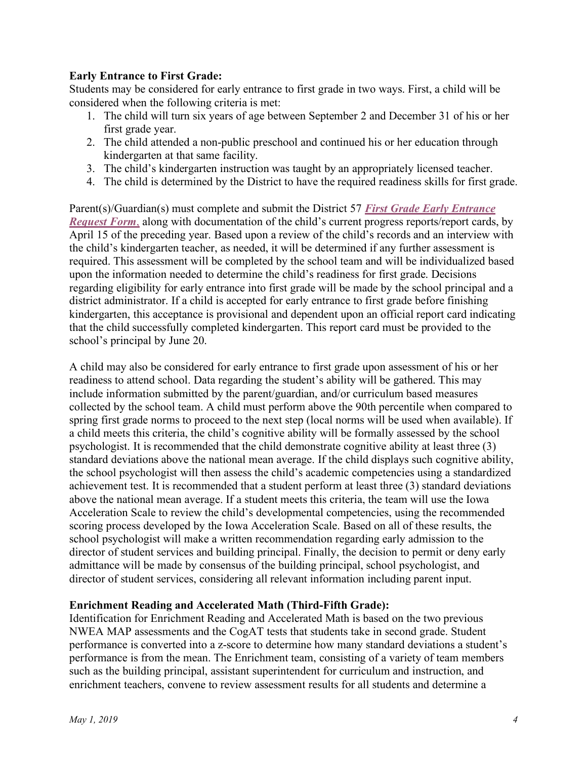**Early Entrance to First Grade:**
Students may be considered for early entrance to first grade in two ways. First, a child will be considered when the following criteria is met:

1. The child will turn six years of age between September 2 and December 31 of his or her first grade year.
2. The child attended a non-public preschool and continued his or her education through kindergarten at that same facility.
3. The child's kindergarten instruction was taught by an appropriately licensed teacher.
4. The child is determined by the District to have the required readiness skills for first grade.

Parent(s)/Guardian(s) must complete and submit the District 57 ***First Grade Early Entrance Request Form***, along with documentation of the child's current progress reports/report cards, by April 15 of the preceding year. Based upon a review of the child's records and an interview with the child's kindergarten teacher, as needed, it will be determined if any further assessment is required. This assessment will be completed by the school team and will be individualized based upon the information needed to determine the child's readiness for first grade. Decisions regarding eligibility for early entrance into first grade will be made by the school principal and a district administrator. If a child is accepted for early entrance to first grade before finishing kindergarten, this acceptance is provisional and dependent upon an official report card indicating that the child successfully completed kindergarten. This report card must be provided to the school's principal by June 20.

A child may also be considered for early entrance to first grade upon assessment of his or her readiness to attend school. Data regarding the student's ability will be gathered. This may include information submitted by the parent/guardian, and/or curriculum based measures collected by the school team. A child must perform above the 90th percentile when compared to spring first grade norms to proceed to the next step (local norms will be used when available). If a child meets this criteria, the child's cognitive ability will be formally assessed by the school psychologist. It is recommended that the child demonstrate cognitive ability at least three (3) standard deviations above the national mean average. If the child displays such cognitive ability, the school psychologist will then assess the child's academic competencies using a standardized achievement test. It is recommended that a student perform at least three (3) standard deviations above the national mean average. If a student meets this criteria, the team will use the Iowa Acceleration Scale to review the child's developmental competencies, using the recommended scoring process developed by the Iowa Acceleration Scale. Based on all of these results, the school psychologist will make a written recommendation regarding early admission to the director of student services and building principal. Finally, the decision to permit or deny early admittance will be made by consensus of the building principal, school psychologist, and director of student services, considering all relevant information including parent input.

**Enrichment Reading and Accelerated Math (Third-Fifth Grade):**
Identification for Enrichment Reading and Accelerated Math is based on the two previous NWEA MAP assessments and the CogAT tests that students take in second grade. Student performance is converted into a z-score to determine how many standard deviations a student's performance is from the mean. The Enrichment team, consisting of a variety of team members such as the building principal, assistant superintendent for curriculum and instruction, and enrichment teachers, convene to review assessment results for all students and determine a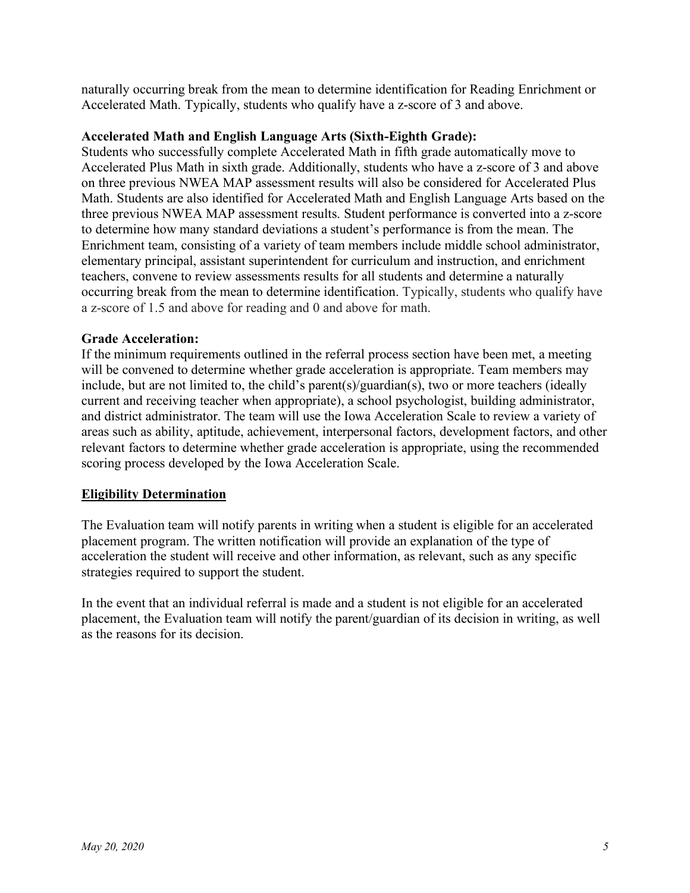naturally occurring break from the mean to determine identification for Reading Enrichment or Accelerated Math. Typically, students who qualify have a z-score of 3 and above.

**Accelerated Math and English Language Arts (Sixth-Eighth Grade):**
Students who successfully complete Accelerated Math in fifth grade automatically move to Accelerated Plus Math in sixth grade. Additionally, students who have a z-score of 3 and above on three previous NWEA MAP assessment results will also be considered for Accelerated Plus Math. Students are also identified for Accelerated Math and English Language Arts based on the three previous NWEA MAP assessment results. Student performance is converted into a z-score to determine how many standard deviations a student's performance is from the mean. The Enrichment team, consisting of a variety of team members include middle school administrator, elementary principal, assistant superintendent for curriculum and instruction, and enrichment teachers, convene to review assessments results for all students and determine a naturally occurring break from the mean to determine identification. Typically, students who qualify have a z-score of 1.5 and above for reading and 0 and above for math.

**Grade Acceleration:**
If the minimum requirements outlined in the referral process section have been met, a meeting will be convened to determine whether grade acceleration is appropriate. Team members may include, but are not limited to, the child's parent(s)/guardian(s), two or more teachers (ideally current and receiving teacher when appropriate), a school psychologist, building administrator, and district administrator. The team will use the Iowa Acceleration Scale to review a variety of areas such as ability, aptitude, achievement, interpersonal factors, development factors, and other relevant factors to determine whether grade acceleration is appropriate, using the recommended scoring process developed by the Iowa Acceleration Scale.

## Eligibility Determination

The Evaluation team will notify parents in writing when a student is eligible for an accelerated placement program. The written notification will provide an explanation of the type of acceleration the student will receive and other information, as relevant, such as any specific strategies required to support the student.

In the event that an individual referral is made and a student is not eligible for an accelerated placement, the Evaluation team will notify the parent/guardian of its decision in writing, as well as the reasons for its decision.